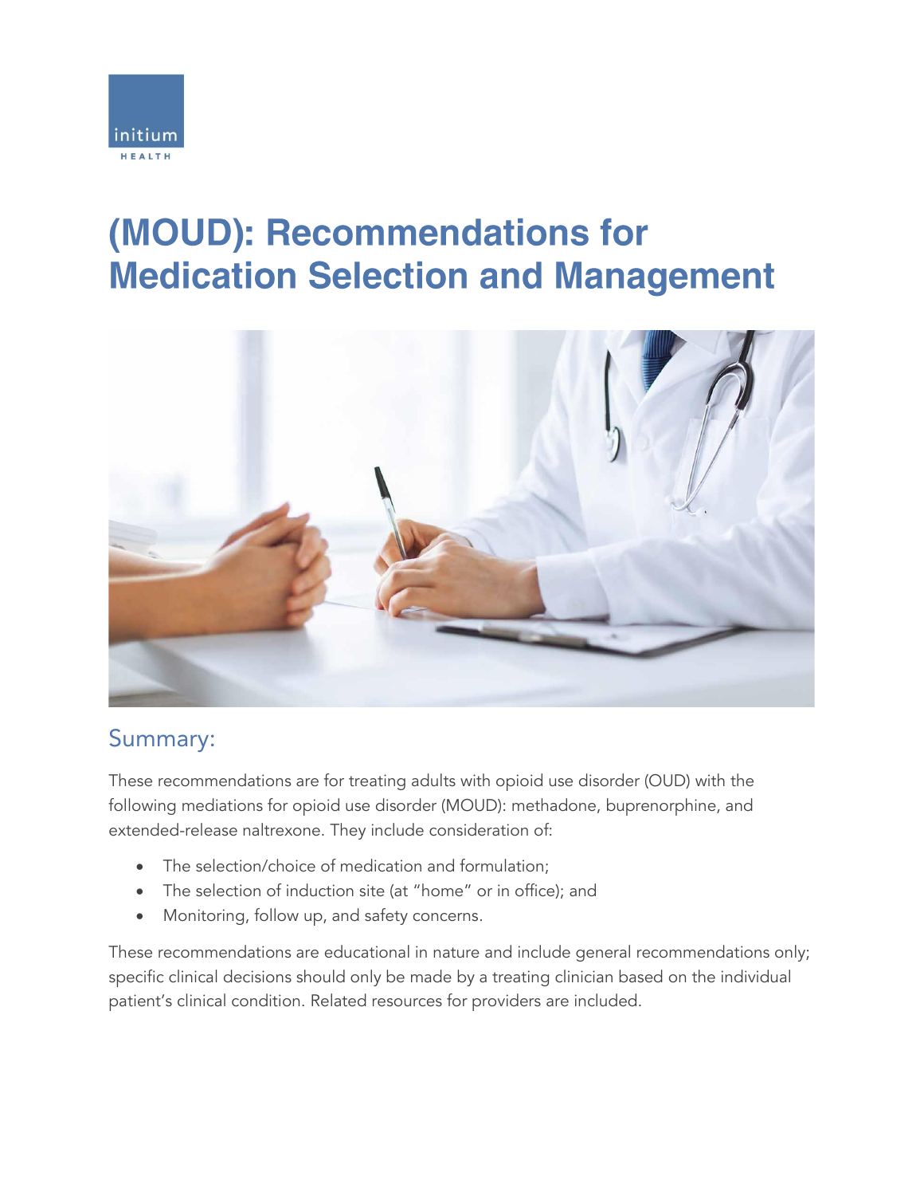initium HEALTH

# (MOUD): Recommendations for Medication Selection and Management

## Summary:

These recommendations are for treating adults with opioid use disorder (OUD) with the following mediations for opioid use disorder (MOUD): methadone, buprenorphine, and extended-release naltrexone. They include consideration of:

- The selection/choice of medication and formulation;
- The selection of induction site (at "home" or in office); and
- Monitoring, follow up, and safety concerns.

These recommendations are educational in nature and include general recommendations only; specific clinical decisions should only be made by a treating clinician based on the individual patient's clinical condition. Related resources for providers are included.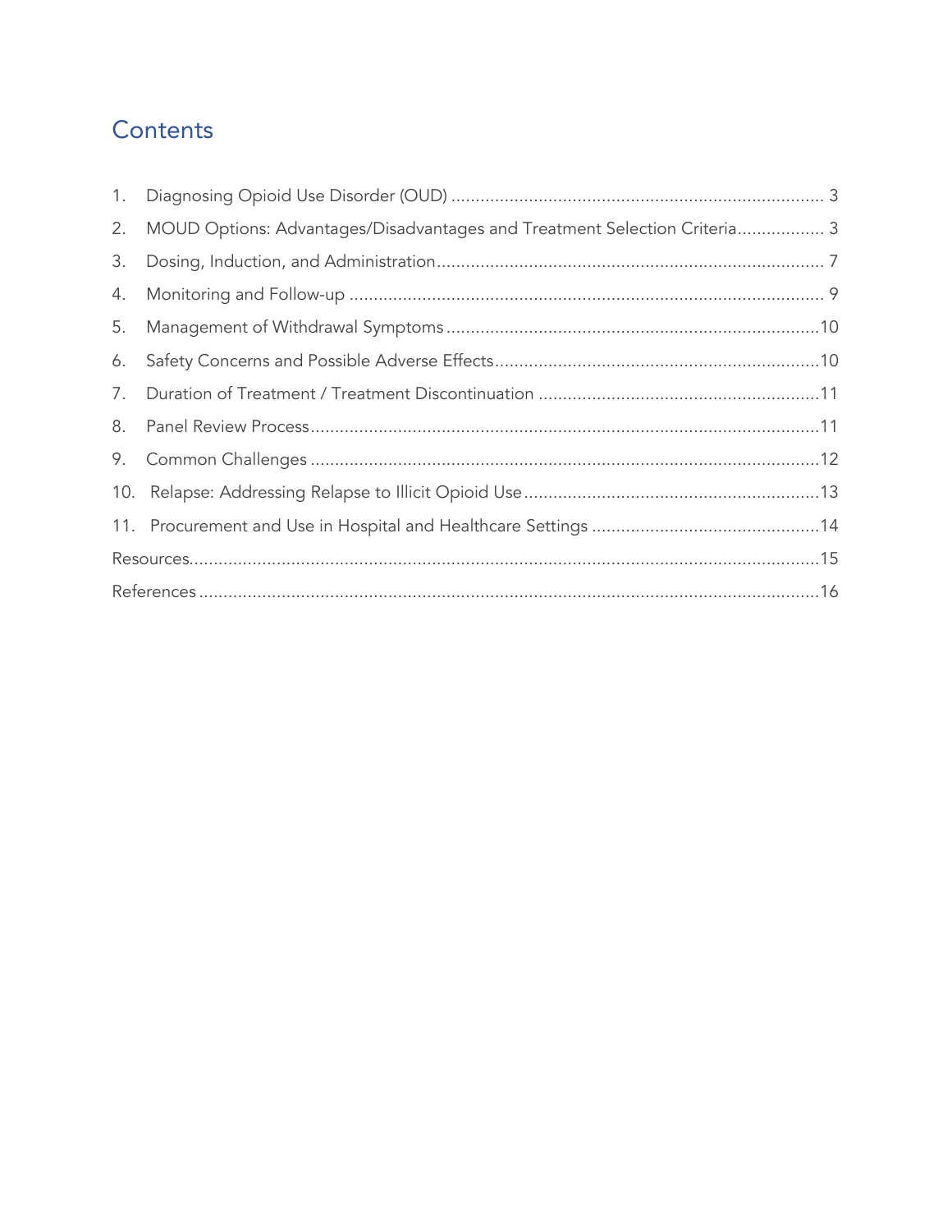## Contents

1. Diagnosing Opioid Use Disorder (OUD) .......... 3
2. MOUD Options: Advantages/Disadvantages and Treatment Selection Criteria .......... 3
3. Dosing, Induction, and Administration .......... 7
4. Monitoring and Follow-up .......... 9
5. Management of Withdrawal Symptoms .......... 10
6. Safety Concerns and Possible Adverse Effects .......... 10
7. Duration of Treatment / Treatment Discontinuation .......... 11
8. Panel Review Process .......... 11
9. Common Challenges .......... 12
10. Relapse: Addressing Relapse to Illicit Opioid Use .......... 13
11. Procurement and Use in Hospital and Healthcare Settings .......... 14

Resources .......... 15

References .......... 16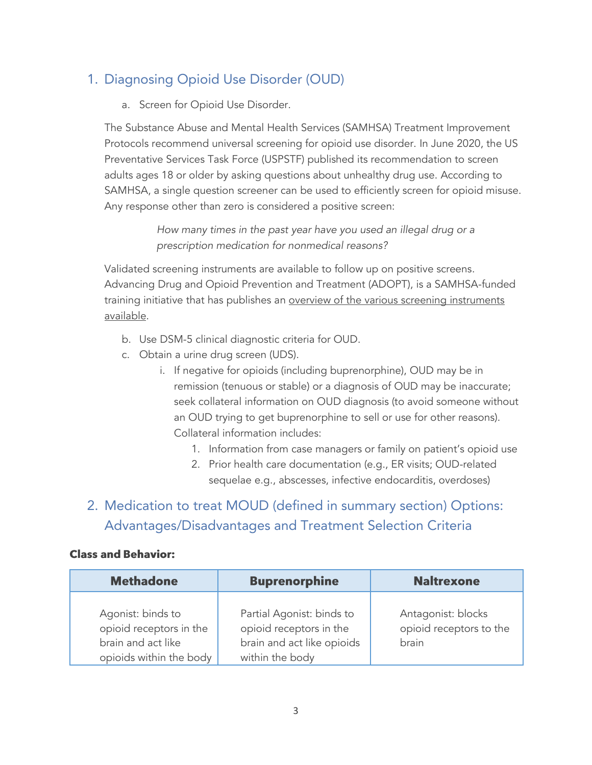## 1. Diagnosing Opioid Use Disorder (OUD)

a. Screen for Opioid Use Disorder.

The Substance Abuse and Mental Health Services (SAMHSA) Treatment Improvement Protocols recommend universal screening for opioid use disorder. In June 2020, the US Preventative Services Task Force (USPSTF) published its recommendation to screen adults ages 18 or older by asking questions about unhealthy drug use. According to SAMHSA, a single question screener can be used to efficiently screen for opioid misuse. Any response other than zero is considered a positive screen:

> *How many times in the past year have you used an illegal drug or a prescription medication for nonmedical reasons?*

Validated screening instruments are available to follow up on positive screens. Advancing Drug and Opioid Prevention and Treatment (ADOPT), is a SAMHSA-funded training initiative that has publishes an overview of the various screening instruments available.

b. Use DSM-5 clinical diagnostic criteria for OUD.

c. Obtain a urine drug screen (UDS).

   i. If negative for opioids (including buprenorphine), OUD may be in remission (tenuous or stable) or a diagnosis of OUD may be inaccurate; seek collateral information on OUD diagnosis (to avoid someone without an OUD trying to get buprenorphine to sell or use for other reasons). Collateral information includes:

      1. Information from case managers or family on patient's opioid use
      2. Prior health care documentation (e.g., ER visits; OUD-related sequelae e.g., abscesses, infective endocarditis, overdoses)

## 2. Medication to treat MOUD (defined in summary section) Options: Advantages/Disadvantages and Treatment Selection Criteria

**Class and Behavior:**

| Methadone | Buprenorphine | Naltrexone |
| --- | --- | --- |
| Agonist: binds to opioid receptors in the brain and act like opioids within the body | Partial Agonist: binds to opioid receptors in the brain and act like opioids within the body | Antagonist: blocks opioid receptors to the brain |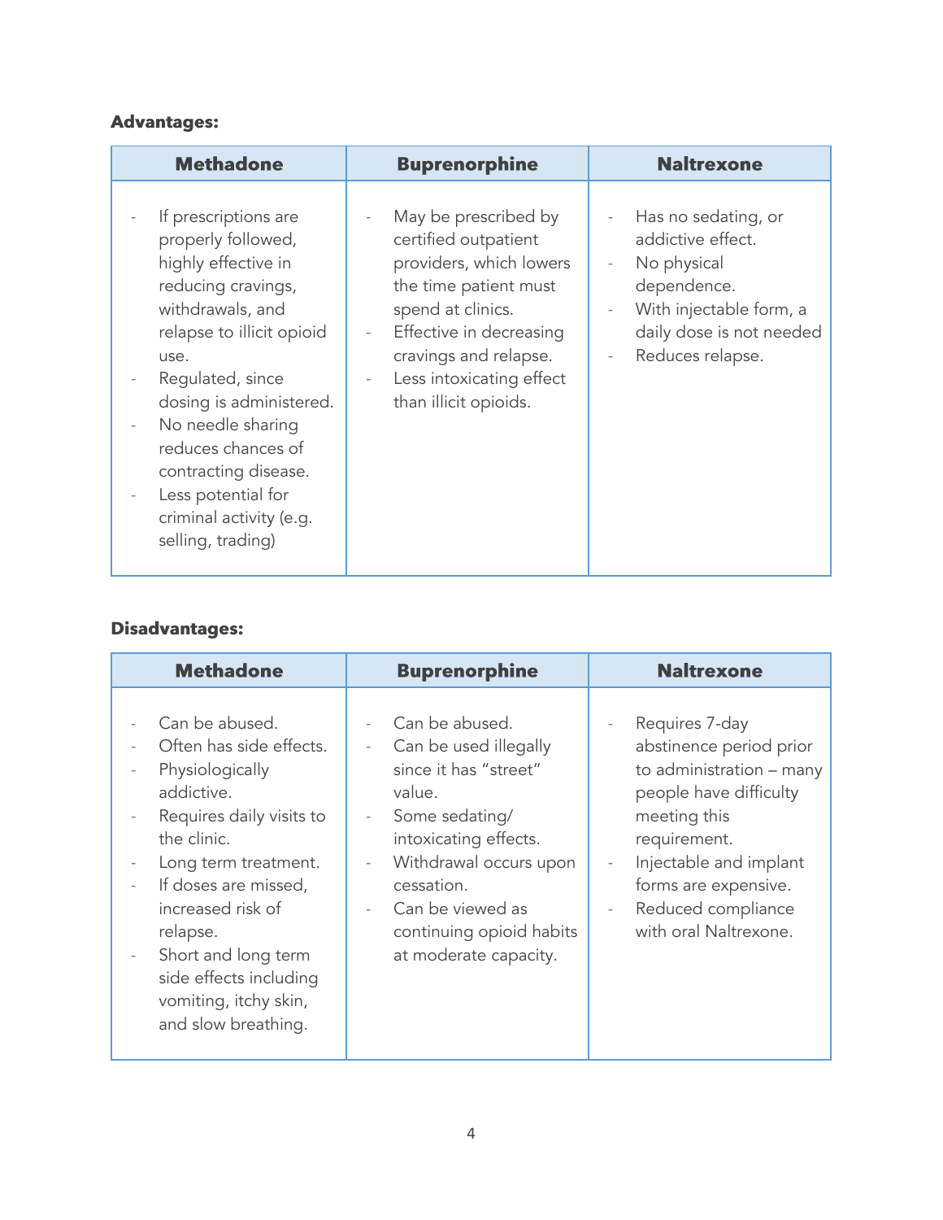**Advantages:**

| Methodone | Buprenorphine | Naltrexone |
|---|---|---|
| - If prescriptions are properly followed, highly effective in reducing cravings, withdrawals, and relapse to illicit opioid use.<br>- Regulated, since dosing is administered.<br>- No needle sharing reduces chances of contracting disease.<br>- Less potential for criminal activity (e.g. selling, trading) | - May be prescribed by certified outpatient providers, which lowers the time patient must spend at clinics.<br>- Effective in decreasing cravings and relapse.<br>- Less intoxicating effect than illicit opioids. | - Has no sedating, or addictive effect.<br>- No physical dependence.<br>- With injectable form, a daily dose is not needed<br>- Reduces relapse. |

**Disadvantages:**

| Methadone | Buprenorphine | Naltrexone |
|---|---|---|
| - Can be abused.<br>- Often has side effects.<br>- Physiologically addictive.<br>- Requires daily visits to the clinic.<br>- Long term treatment.<br>- If doses are missed, increased risk of relapse.<br>- Short and long term side effects including vomiting, itchy skin, and slow breathing. | - Can be abused.<br>- Can be used illegally since it has "street" value.<br>- Some sedating/ intoxicating effects.<br>- Withdrawal occurs upon cessation.<br>- Can be viewed as continuing opioid habits at moderate capacity. | - Requires 7-day abstinence period prior to administration – many people have difficulty meeting this requirement.<br>- Injectable and implant forms are expensive.<br>- Reduced compliance with oral Naltrexone. |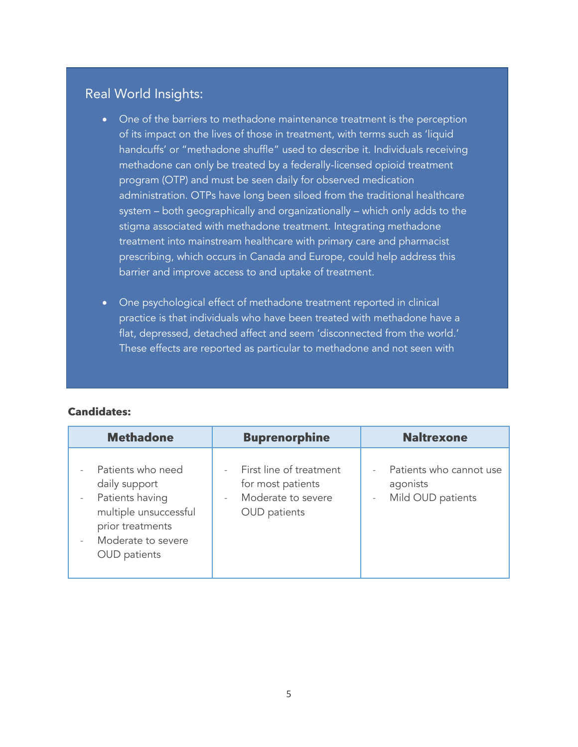## Real World Insights:

- One of the barriers to methadone maintenance treatment is the perception of its impact on the lives of those in treatment, with terms such as 'liquid handcuffs' or "methadone shuffle" used to describe it. Individuals receiving methadone can only be treated by a federally-licensed opioid treatment program (OTP) and must be seen daily for observed medication administration. OTPs have long been siloed from the traditional healthcare system – both geographically and organizationally – which only adds to the stigma associated with methadone treatment. Integrating methadone treatment into mainstream healthcare with primary care and pharmacist prescribing, which occurs in Canada and Europe, could help address this barrier and improve access to and uptake of treatment.

- One psychological effect of methadone treatment reported in clinical practice is that individuals who have been treated with methadone have a flat, depressed, detached affect and seem 'disconnected from the world.' These effects are reported as particular to methadone and not seen with

**Candidates:**

| Methadone | Buprenorphine | Naltrexone |
|---|---|---|
| - Patients who need daily support<br>- Patients having multiple unsuccessful prior treatments<br>- Moderate to severe OUD patients | - First line of treatment for most patients<br>- Moderate to severe OUD patients | - Patients who cannot use agonists<br>- Mild OUD patients |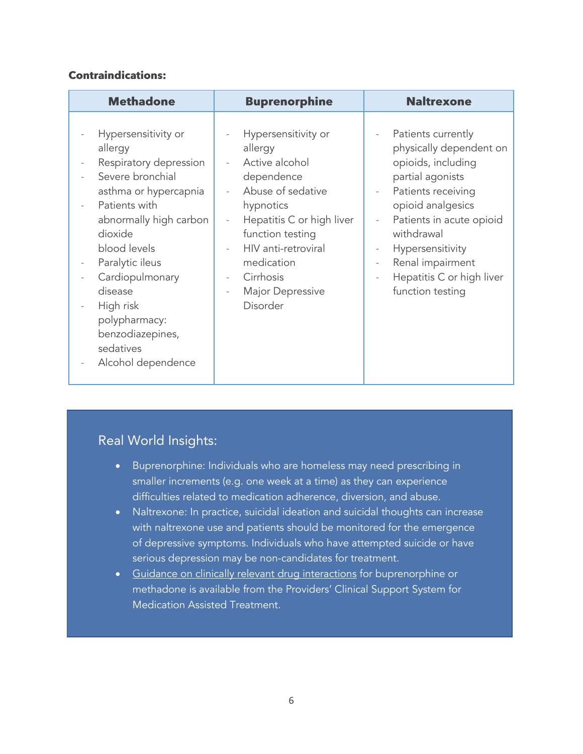**Contraindications:**

| Methadone | Buprenorphine | Naltrexone |
|---|---|---|
| - Hypersensitivity or allergy<br>- Respiratory depression<br>- Severe bronchial asthma or hypercapnia<br>- Patients with abnormally high carbon dioxide blood levels<br>- Paralytic ileus<br>- Cardiopulmonary disease<br>- High risk polypharmacy: benzodiazepines, sedatives<br>- Alcohol dependence | - Hypersensitivity or allergy<br>- Active alcohol dependence<br>- Abuse of sedative hypnotics<br>- Hepatitis C or high liver function testing<br>- HIV anti-retroviral medication<br>- Cirrhosis<br>- Major Depressive Disorder | - Patients currently physically dependent on opioids, including partial agonists<br>- Patients receiving opioid analgesics<br>- Patients in acute opioid withdrawal<br>- Hypersensitivity<br>- Renal impairment<br>- Hepatitis C or high liver function testing |

## Real World Insights:

- Buprenorphine: Individuals who are homeless may need prescribing in smaller increments (e.g. one week at a time) as they can experience difficulties related to medication adherence, diversion, and abuse.
- Naltrexone: In practice, suicidal ideation and suicidal thoughts can increase with naltrexone use and patients should be monitored for the emergence of depressive symptoms. Individuals who have attempted suicide or have serious depression may be non-candidates for treatment.
- Guidance on clinically relevant drug interactions for buprenorphine or methadone is available from the Providers' Clinical Support System for Medication Assisted Treatment.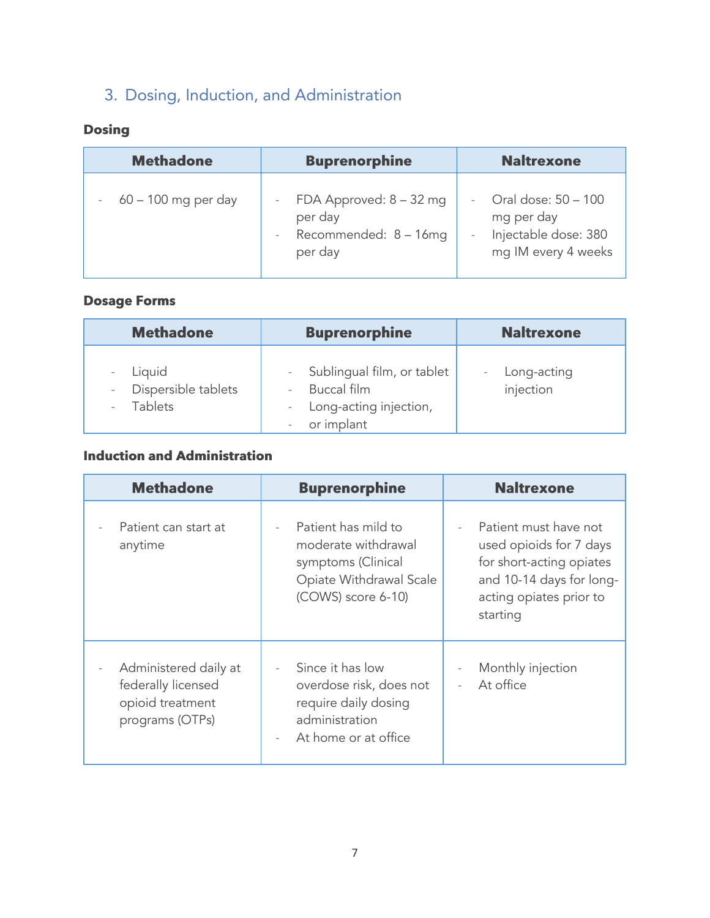## 3. Dosing, Induction, and Administration

### Dosing

| Methadone | Buprenorphine | Naltrexone |
|---|---|---|
| - 60 – 100 mg per day | - FDA Approved: 8 – 32 mg per day<br>- Recommended: 8 – 16mg per day | - Oral dose: 50 – 100 mg per day<br>- Injectable dose: 380 mg IM every 4 weeks |

### Dosage Forms

| Methadone | Buprenorphine | Naltrexone |
|---|---|---|
| - Liquid<br>- Dispersible tablets<br>- Tablets | - Sublingual film, or tablet<br>- Buccal film<br>- Long-acting injection,<br>- or implant | - Long-acting injection |

### Induction and Administration

| Methadone | Buprenorphine | Naltrexone |
|---|---|---|
| - Patient can start at anytime | - Patient has mild to moderate withdrawal symptoms (Clinical Opiate Withdrawal Scale (COWS) score 6-10) | - Patient must have not used opioids for 7 days for short-acting opiates and 10-14 days for long-acting opiates prior to starting |
| - Administered daily at federally licensed opioid treatment programs (OTPs) | - Since it has low overdose risk, does not require daily dosing administration<br>- At home or at office | - Monthly injection<br>- At office |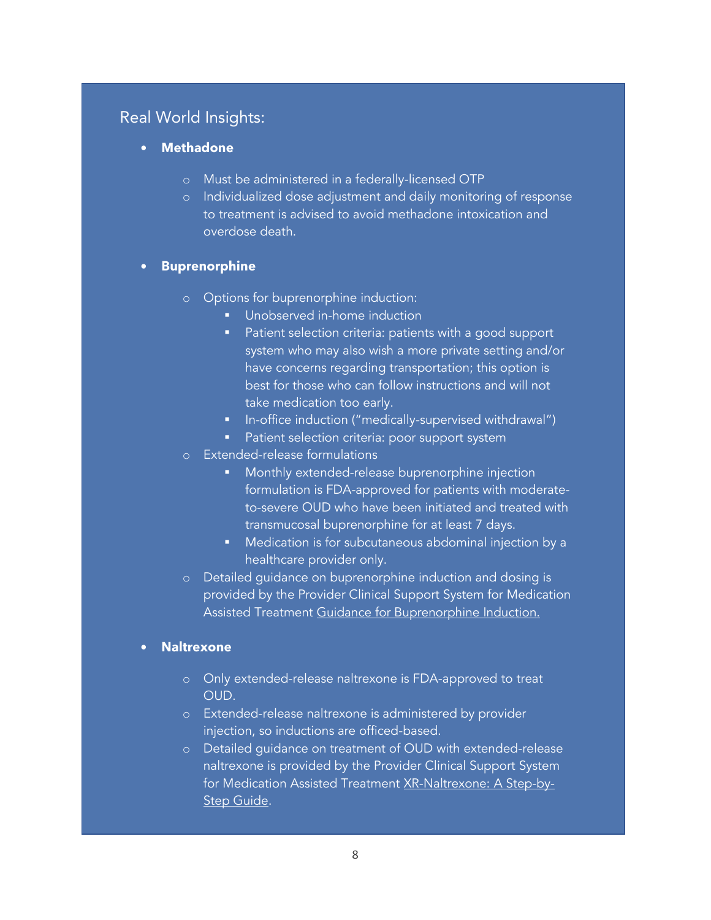## Real World Insights:

- **Methadone**
  - Must be administered in a federally-licensed OTP
  - Individualized dose adjustment and daily monitoring of response to treatment is advised to avoid methadone intoxication and overdose death.

- **Buprenorphine**
  - Options for buprenorphine induction:
    - Unobserved in-home induction
    - Patient selection criteria: patients with a good support system who may also wish a more private setting and/or have concerns regarding transportation; this option is best for those who can follow instructions and will not take medication too early.
    - In-office induction ("medically-supervised withdrawal")
    - Patient selection criteria: poor support system
  - Extended-release formulations
    - Monthly extended-release buprenorphine injection formulation is FDA-approved for patients with moderate-to-severe OUD who have been initiated and treated with transmucosal buprenorphine for at least 7 days.
    - Medication is for subcutaneous abdominal injection by a healthcare provider only.
  - Detailed guidance on buprenorphine induction and dosing is provided by the Provider Clinical Support System for Medication Assisted Treatment Guidance for Buprenorphine Induction.

- **Naltrexone**
  - Only extended-release naltrexone is FDA-approved to treat OUD.
  - Extended-release naltrexone is administered by provider injection, so inductions are officed-based.
  - Detailed guidance on treatment of OUD with extended-release naltrexone is provided by the Provider Clinical Support System for Medication Assisted Treatment XR-Naltrexone: A Step-by-Step Guide.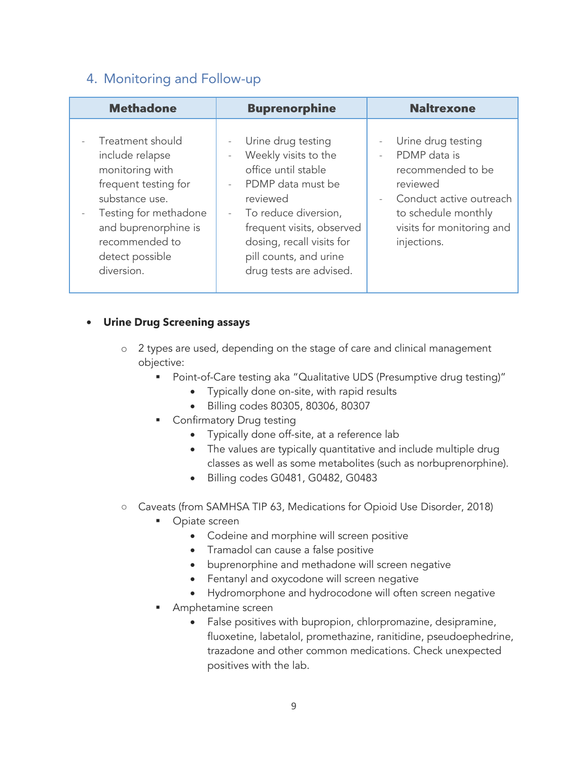## 4. Monitoring and Follow-up

| Methadone | Buprenorphine | Naltrexone |
|---|---|---|
| - Treatment should include relapse monitoring with frequent testing for substance use.<br>- Testing for methadone and buprenorphine is recommended to detect possible diversion. | - Urine drug testing<br>- Weekly visits to the office until stable<br>- PDMP data must be reviewed<br>- To reduce diversion, frequent visits, observed dosing, recall visits for pill counts, and urine drug tests are advised. | - Urine drug testing<br>- PDMP data is recommended to be reviewed<br>- Conduct active outreach to schedule monthly visits for monitoring and injections. |

- **Urine Drug Screening assays**
  - 2 types are used, depending on the stage of care and clinical management objective:
    - Point-of-Care testing aka "Qualitative UDS (Presumptive drug testing)"
      - Typically done on-site, with rapid results
      - Billing codes 80305, 80306, 80307
    - Confirmatory Drug testing
      - Typically done off-site, at a reference lab
      - The values are typically quantitative and include multiple drug classes as well as some metabolites (such as norbuprenorphine).
      - Billing codes G0481, G0482, G0483
  - Caveats (from SAMHSA TIP 63, Medications for Opioid Use Disorder, 2018)
    - Opiate screen
      - Codeine and morphine will screen positive
      - Tramadol can cause a false positive
      - buprenorphine and methadone will screen negative
      - Fentanyl and oxycodone will screen negative
      - Hydromorphone and hydrocodone will often screen negative
    - Amphetamine screen
      - False positives with bupropion, chlorpromazine, desipramine, fluoxetine, labetalol, promethazine, ranitidine, pseudoephedrine, trazadone and other common medications. Check unexpected positives with the lab.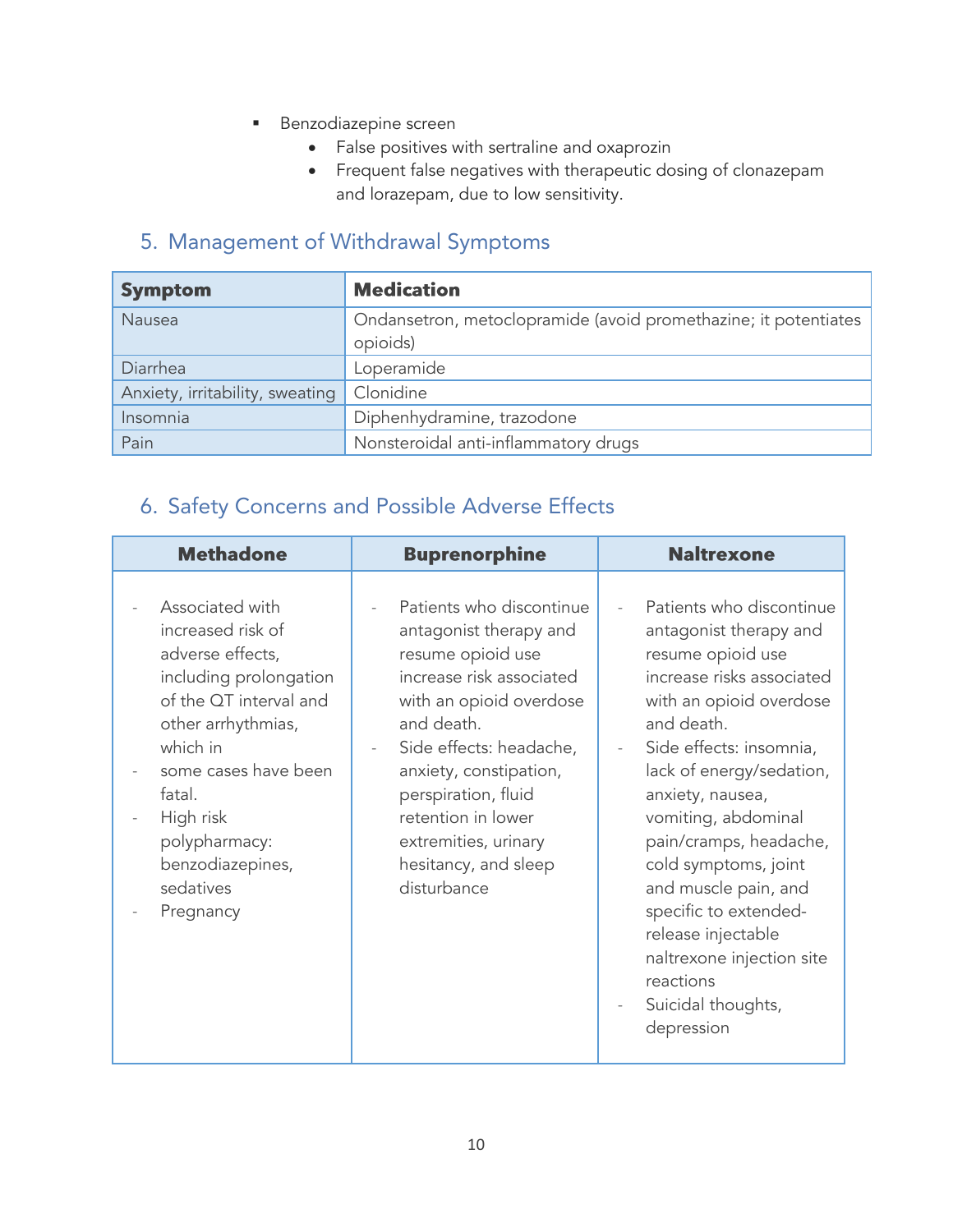- Benzodiazepine screen
  - False positives with sertraline and oxaprozin
  - Frequent false negatives with therapeutic dosing of clonazepam and lorazepam, due to low sensitivity.

## 5. Management of Withdrawal Symptoms

| **Symptom** | **Medication** |
|---|---|
| Nausea | Ondansetron, metoclopramide (avoid promethazine; it potentiates opioids) |
| Diarrhea | Loperamide |
| Anxiety, irritability, sweating | Clonidine |
| Insomnia | Diphenhydramine, trazodone |
| Pain | Nonsteroidal anti-inflammatory drugs |

## 6. Safety Concerns and Possible Adverse Effects

| **Methadone** | **Buprenorphine** | **Naltrexone** |
|---|---|---|
| - Associated with increased risk of adverse effects, including prolongation of the QT interval and other arrhythmias, which in<br>- some cases have been fatal.<br>- High risk polypharmacy: benzodiazepines, sedatives<br>- Pregnancy | - Patients who discontinue antagonist therapy and resume opioid use increase risk associated with an opioid overdose and death.<br>- Side effects: headache, anxiety, constipation, perspiration, fluid retention in lower extremities, urinary hesitancy, and sleep disturbance | - Patients who discontinue antagonist therapy and resume opioid use increase risks associated with an opioid overdose and death.<br>- Side effects: insomnia, lack of energy/sedation, anxiety, nausea, vomiting, abdominal pain/cramps, headache, cold symptoms, joint and muscle pain, and specific to extended-release injectable naltrexone injection site reactions<br>- Suicidal thoughts, depression |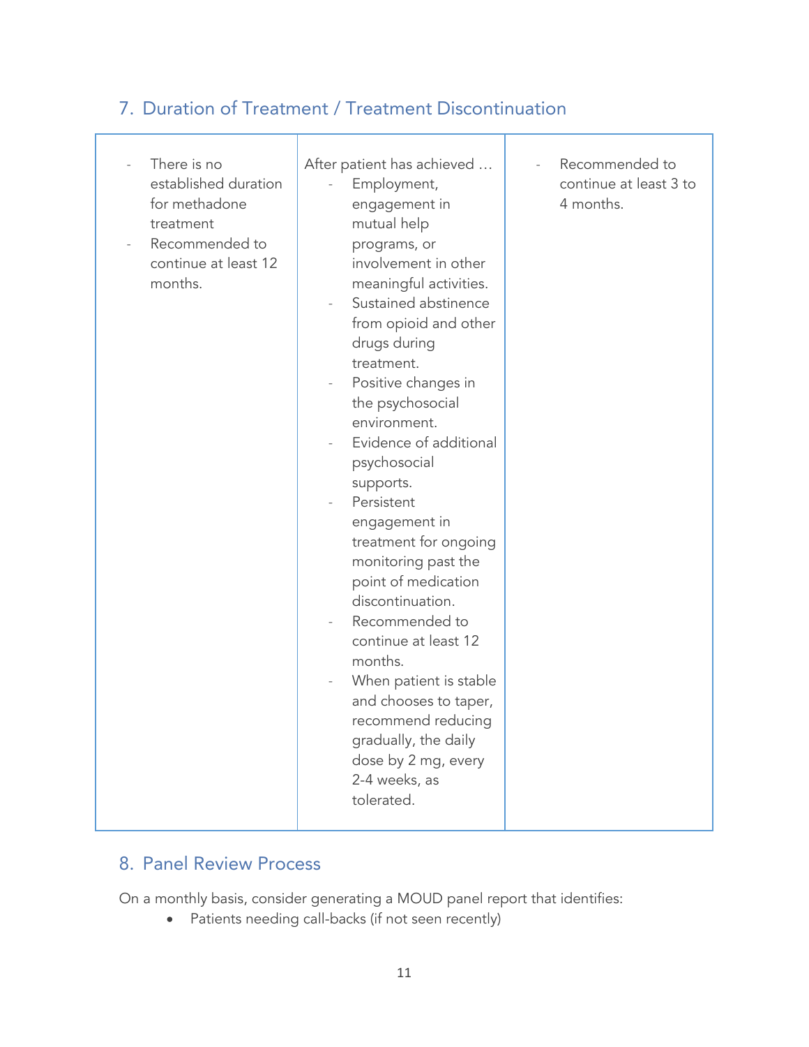## 7. Duration of Treatment / Treatment Discontinuation

| | | |
|---|---|---|
| - There is no established duration for methadone treatment<br>- Recommended to continue at least 12 months. | After patient has achieved …<br>- Employment, engagement in mutual help programs, or involvement in other meaningful activities.<br>- Sustained abstinence from opioid and other drugs during treatment.<br>- Positive changes in the psychosocial environment.<br>- Evidence of additional psychosocial supports.<br>- Persistent engagement in treatment for ongoing monitoring past the point of medication discontinuation.<br>- Recommended to continue at least 12 months.<br>- When patient is stable and chooses to taper, recommend reducing gradually, the daily dose by 2 mg, every 2-4 weeks, as tolerated. | - Recommended to continue at least 3 to 4 months. |

## 8. Panel Review Process

On a monthly basis, consider generating a MOUD panel report that identifies:

- Patients needing call-backs (if not seen recently)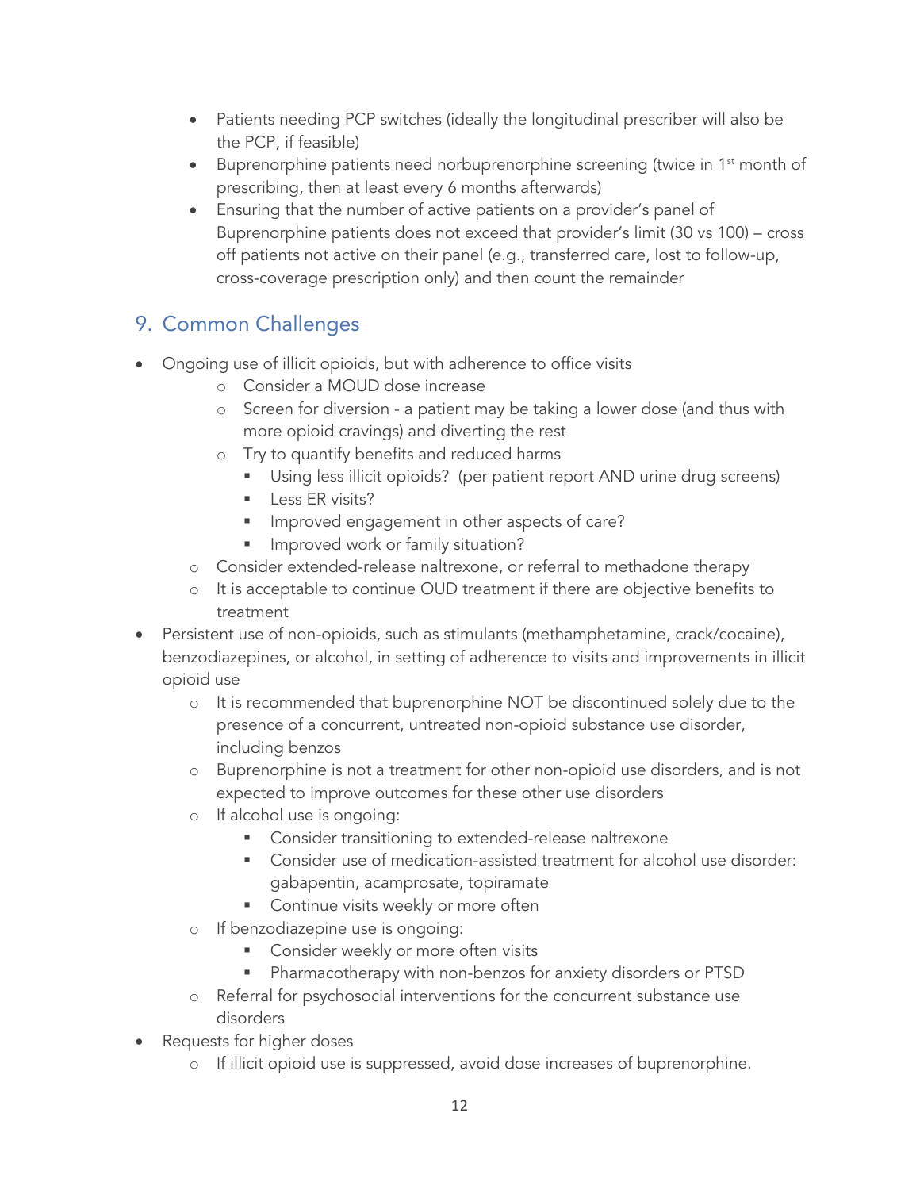- Patients needing PCP switches (ideally the longitudinal prescriber will also be the PCP, if feasible)
- Buprenorphine patients need norbuprenorphine screening (twice in 1st month of prescribing, then at least every 6 months afterwards)
- Ensuring that the number of active patients on a provider's panel of Buprenorphine patients does not exceed that provider's limit (30 vs 100) – cross off patients not active on their panel (e.g., transferred care, lost to follow-up, cross-coverage prescription only) and then count the remainder

## 9. Common Challenges

- Ongoing use of illicit opioids, but with adherence to office visits
    - Consider a MOUD dose increase
    - Screen for diversion - a patient may be taking a lower dose (and thus with more opioid cravings) and diverting the rest
    - Try to quantify benefits and reduced harms
        - Using less illicit opioids? (per patient report AND urine drug screens)
        - Less ER visits?
        - Improved engagement in other aspects of care?
        - Improved work or family situation?
    - Consider extended-release naltrexone, or referral to methadone therapy
    - It is acceptable to continue OUD treatment if there are objective benefits to treatment
- Persistent use of non-opioids, such as stimulants (methamphetamine, crack/cocaine), benzodiazepines, or alcohol, in setting of adherence to visits and improvements in illicit opioid use
    - It is recommended that buprenorphine NOT be discontinued solely due to the presence of a concurrent, untreated non-opioid substance use disorder, including benzos
    - Buprenorphine is not a treatment for other non-opioid use disorders, and is not expected to improve outcomes for these other use disorders
    - If alcohol use is ongoing:
        - Consider transitioning to extended-release naltrexone
        - Consider use of medication-assisted treatment for alcohol use disorder: gabapentin, acamprosate, topiramate
        - Continue visits weekly or more often
    - If benzodiazepine use is ongoing:
        - Consider weekly or more often visits
        - Pharmacotherapy with non-benzos for anxiety disorders or PTSD
    - Referral for psychosocial interventions for the concurrent substance use disorders
- Requests for higher doses
    - If illicit opioid use is suppressed, avoid dose increases of buprenorphine.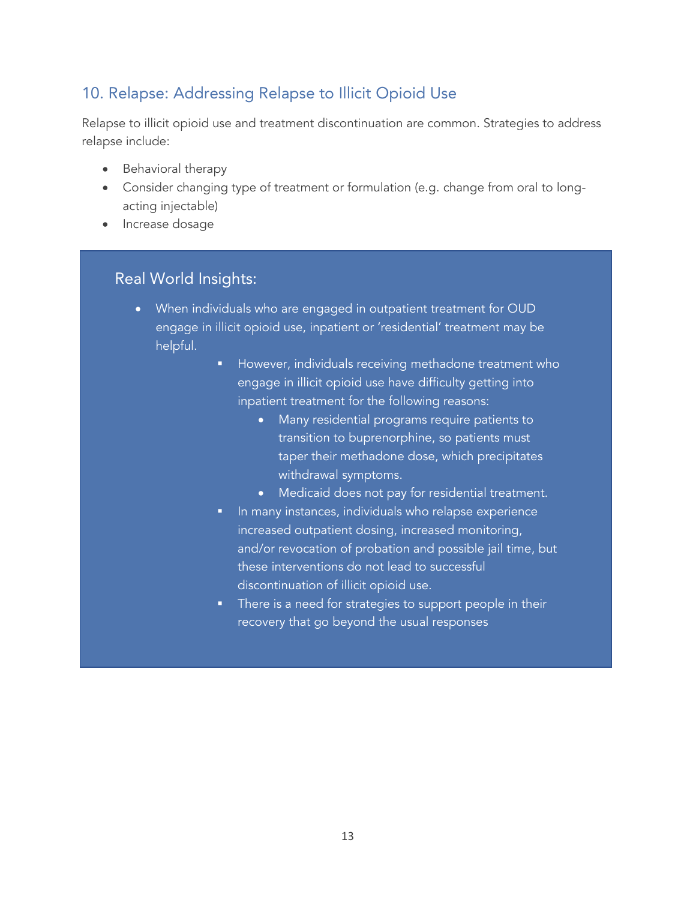## 10. Relapse: Addressing Relapse to Illicit Opioid Use

Relapse to illicit opioid use and treatment discontinuation are common. Strategies to address relapse include:

- Behavioral therapy
- Consider changing type of treatment or formulation (e.g. change from oral to long-acting injectable)
- Increase dosage

### Real World Insights:

- When individuals who are engaged in outpatient treatment for OUD engage in illicit opioid use, inpatient or 'residential' treatment may be helpful.
    - However, individuals receiving methadone treatment who engage in illicit opioid use have difficulty getting into inpatient treatment for the following reasons:
        - Many residential programs require patients to transition to buprenorphine, so patients must taper their methadone dose, which precipitates withdrawal symptoms.
        - Medicaid does not pay for residential treatment.
    - In many instances, individuals who relapse experience increased outpatient dosing, increased monitoring, and/or revocation of probation and possible jail time, but these interventions do not lead to successful discontinuation of illicit opioid use.
    - There is a need for strategies to support people in their recovery that go beyond the usual responses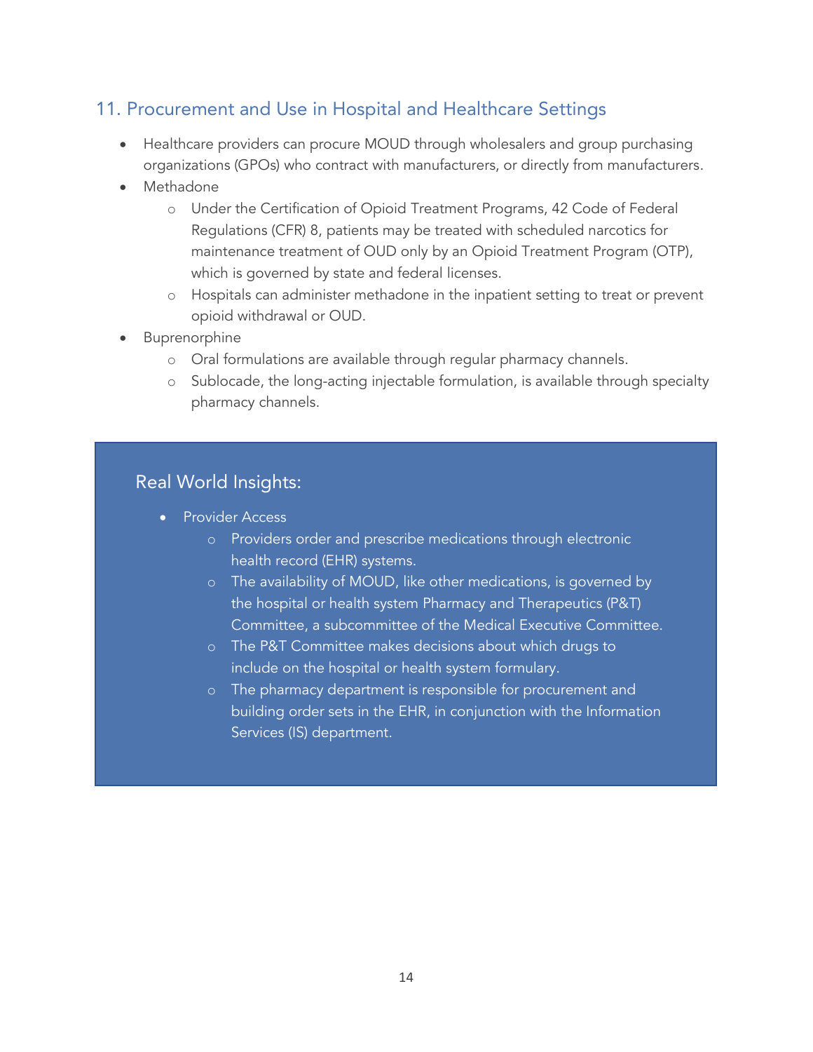## 11. Procurement and Use in Hospital and Healthcare Settings

- Healthcare providers can procure MOUD through wholesalers and group purchasing organizations (GPOs) who contract with manufacturers, or directly from manufacturers.
- Methadone
  - Under the Certification of Opioid Treatment Programs, 42 Code of Federal Regulations (CFR) 8, patients may be treated with scheduled narcotics for maintenance treatment of OUD only by an Opioid Treatment Program (OTP), which is governed by state and federal licenses.
  - Hospitals can administer methadone in the inpatient setting to treat or prevent opioid withdrawal or OUD.
- Buprenorphine
  - Oral formulations are available through regular pharmacy channels.
  - Sublocade, the long-acting injectable formulation, is available through specialty pharmacy channels.

### Real World Insights:

- Provider Access
  - Providers order and prescribe medications through electronic health record (EHR) systems.
  - The availability of MOUD, like other medications, is governed by the hospital or health system Pharmacy and Therapeutics (P&T) Committee, a subcommittee of the Medical Executive Committee.
  - The P&T Committee makes decisions about which drugs to include on the hospital or health system formulary.
  - The pharmacy department is responsible for procurement and building order sets in the EHR, in conjunction with the Information Services (IS) department.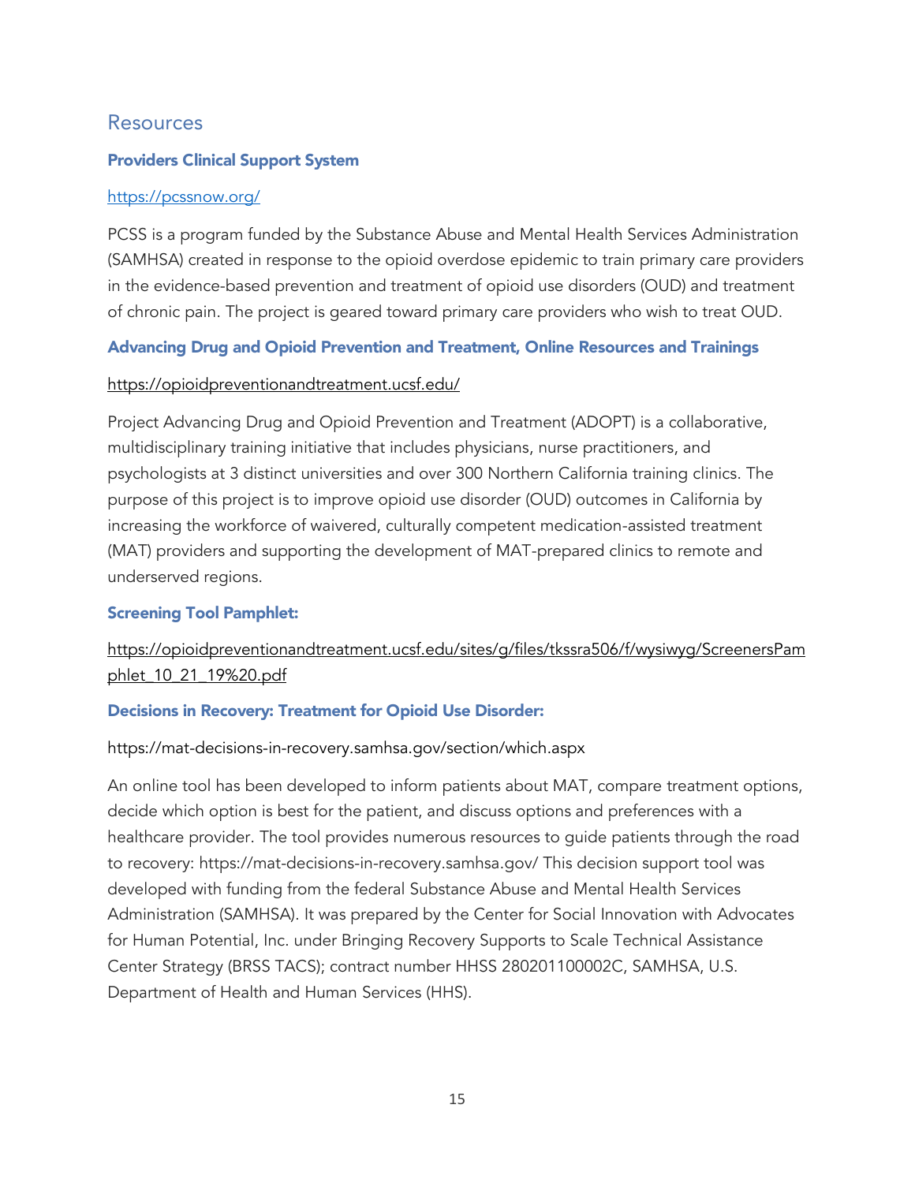## Resources

### Providers Clinical Support System

https://pcssnow.org/

PCSS is a program funded by the Substance Abuse and Mental Health Services Administration (SAMHSA) created in response to the opioid overdose epidemic to train primary care providers in the evidence-based prevention and treatment of opioid use disorders (OUD) and treatment of chronic pain. The project is geared toward primary care providers who wish to treat OUD.

### Advancing Drug and Opioid Prevention and Treatment, Online Resources and Trainings

https://opioidpreventionandtreatment.ucsf.edu/

Project Advancing Drug and Opioid Prevention and Treatment (ADOPT) is a collaborative, multidisciplinary training initiative that includes physicians, nurse practitioners, and psychologists at 3 distinct universities and over 300 Northern California training clinics. The purpose of this project is to improve opioid use disorder (OUD) outcomes in California by increasing the workforce of waivered, culturally competent medication-assisted treatment (MAT) providers and supporting the development of MAT-prepared clinics to remote and underserved regions.

### Screening Tool Pamphlet:

https://opioidpreventionandtreatment.ucsf.edu/sites/g/files/tkssra506/f/wysiwyg/ScreenersPamphlet_10_21_19%20.pdf

### Decisions in Recovery: Treatment for Opioid Use Disorder:

https://mat-decisions-in-recovery.samhsa.gov/section/which.aspx

An online tool has been developed to inform patients about MAT, compare treatment options, decide which option is best for the patient, and discuss options and preferences with a healthcare provider. The tool provides numerous resources to guide patients through the road to recovery: https://mat-decisions-in-recovery.samhsa.gov/ This decision support tool was developed with funding from the federal Substance Abuse and Mental Health Services Administration (SAMHSA). It was prepared by the Center for Social Innovation with Advocates for Human Potential, Inc. under Bringing Recovery Supports to Scale Technical Assistance Center Strategy (BRSS TACS); contract number HHSS 280201100002C, SAMHSA, U.S. Department of Health and Human Services (HHS).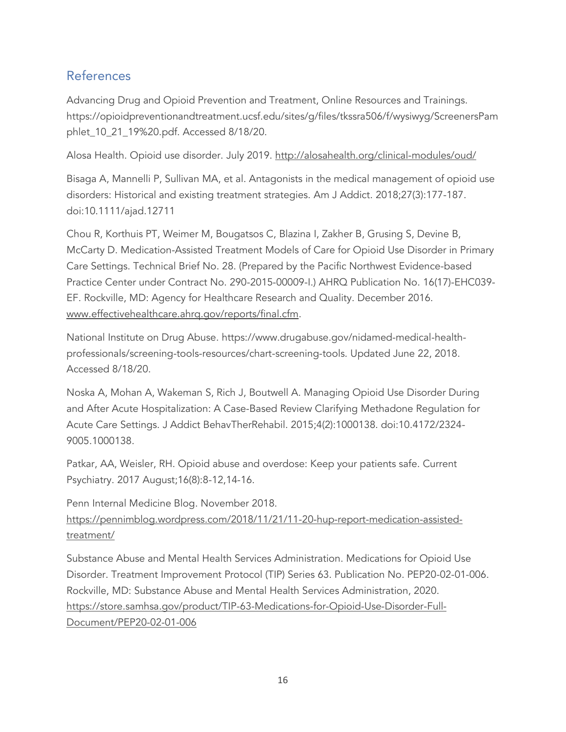## References

Advancing Drug and Opioid Prevention and Treatment, Online Resources and Trainings. https://opioidpreventionandtreatment.ucsf.edu/sites/g/files/tkssra506/f/wysiwyg/ScreenersPamphlet_10_21_19%20.pdf. Accessed 8/18/20.

Alosa Health. Opioid use disorder. July 2019. http://alosahealth.org/clinical-modules/oud/

Bisaga A, Mannelli P, Sullivan MA, et al. Antagonists in the medical management of opioid use disorders: Historical and existing treatment strategies. Am J Addict. 2018;27(3):177-187. doi:10.1111/ajad.12711

Chou R, Korthuis PT, Weimer M, Bougatsos C, Blazina I, Zakher B, Grusing S, Devine B, McCarty D. Medication-Assisted Treatment Models of Care for Opioid Use Disorder in Primary Care Settings. Technical Brief No. 28. (Prepared by the Pacific Northwest Evidence-based Practice Center under Contract No. 290-2015-00009-I.) AHRQ Publication No. 16(17)-EHC039-EF. Rockville, MD: Agency for Healthcare Research and Quality. December 2016. www.effectivehealthcare.ahrq.gov/reports/final.cfm.

National Institute on Drug Abuse. https://www.drugabuse.gov/nidamed-medical-health-professionals/screening-tools-resources/chart-screening-tools. Updated June 22, 2018. Accessed 8/18/20.

Noska A, Mohan A, Wakeman S, Rich J, Boutwell A. Managing Opioid Use Disorder During and After Acute Hospitalization: A Case-Based Review Clarifying Methadone Regulation for Acute Care Settings. J Addict BehavTherRehabil. 2015;4(2):1000138. doi:10.4172/2324-9005.1000138.

Patkar, AA, Weisler, RH. Opioid abuse and overdose: Keep your patients safe. Current Psychiatry. 2017 August;16(8):8-12,14-16.

Penn Internal Medicine Blog. November 2018. https://pennimblog.wordpress.com/2018/11/21/11-20-hup-report-medication-assisted-treatment/

Substance Abuse and Mental Health Services Administration. Medications for Opioid Use Disorder. Treatment Improvement Protocol (TIP) Series 63. Publication No. PEP20-02-01-006. Rockville, MD: Substance Abuse and Mental Health Services Administration, 2020. https://store.samhsa.gov/product/TIP-63-Medications-for-Opioid-Use-Disorder-Full-Document/PEP20-02-01-006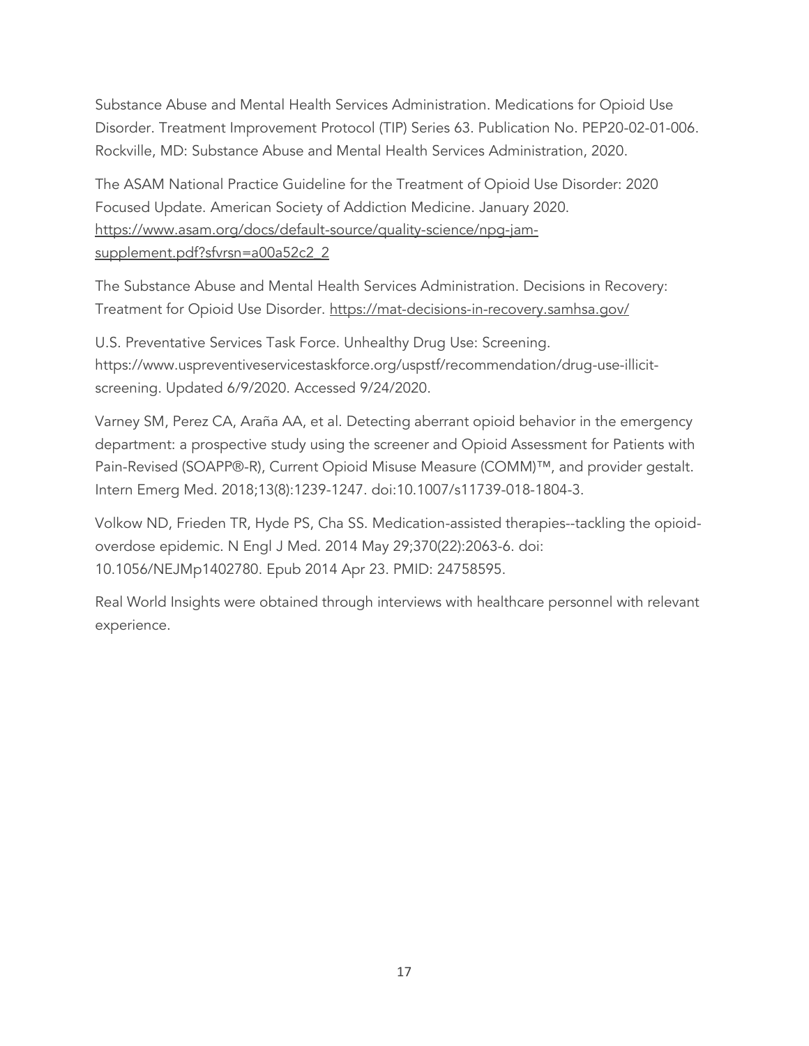Substance Abuse and Mental Health Services Administration. Medications for Opioid Use Disorder. Treatment Improvement Protocol (TIP) Series 63. Publication No. PEP20-02-01-006. Rockville, MD: Substance Abuse and Mental Health Services Administration, 2020.

The ASAM National Practice Guideline for the Treatment of Opioid Use Disorder: 2020 Focused Update. American Society of Addiction Medicine. January 2020. https://www.asam.org/docs/default-source/quality-science/npg-jam-supplement.pdf?sfvrsn=a00a52c2_2

The Substance Abuse and Mental Health Services Administration. Decisions in Recovery: Treatment for Opioid Use Disorder. https://mat-decisions-in-recovery.samhsa.gov/

U.S. Preventative Services Task Force. Unhealthy Drug Use: Screening. https://www.uspreventiveservicestaskforce.org/uspstf/recommendation/drug-use-illicit-screening. Updated 6/9/2020. Accessed 9/24/2020.

Varney SM, Perez CA, Araña AA, et al. Detecting aberrant opioid behavior in the emergency department: a prospective study using the screener and Opioid Assessment for Patients with Pain-Revised (SOAPP®-R), Current Opioid Misuse Measure (COMM)™, and provider gestalt. Intern Emerg Med. 2018;13(8):1239-1247. doi:10.1007/s11739-018-1804-3.

Volkow ND, Frieden TR, Hyde PS, Cha SS. Medication-assisted therapies--tackling the opioid-overdose epidemic. N Engl J Med. 2014 May 29;370(22):2063-6. doi: 10.1056/NEJMp1402780. Epub 2014 Apr 23. PMID: 24758595.

Real World Insights were obtained through interviews with healthcare personnel with relevant experience.